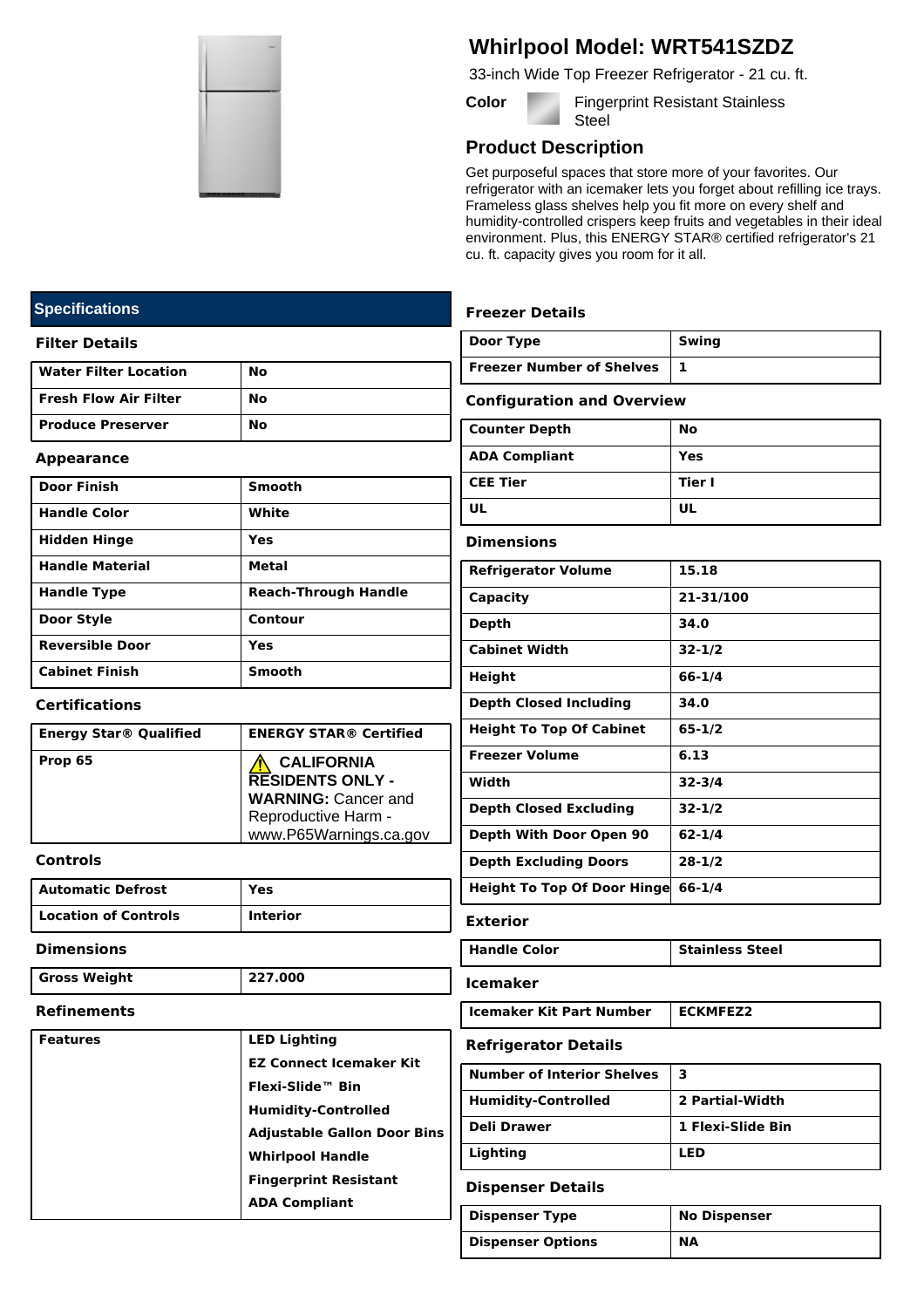# Whirlpool Model: WRT541SZDZ

33-inch Wide Top Freezer Refrigerator - 21 cu. ft.

**Color** Fingerprint Resistant Stainless Steel

## Product Description

Get purposeful spaces that store more of your favorites. Our refrigerator with an icemaker lets you forget about refilling ice trays. Frameless glass shelves help you fit more on every shelf and humidity-controlled crispers keep fruits and vegetables in their ideal environment. Plus, this ENERGY STAR® certified refrigerator's 21 cu. ft. capacity gives you room for it all.

## Specifications

### Filter Details

| | |
|---|---|
| **Water Filter Location** | **No** |
| **Fresh Flow Air Filter** | **No** |
| **Produce Preserver** | **No** |

### Appearance

| | |
|---|---|
| **Door Finish** | **Smooth** |
| **Handle Color** | **White** |
| **Hidden Hinge** | **Yes** |
| **Handle Material** | **Metal** |
| **Handle Type** | **Reach-Through Handle** |
| **Door Style** | **Contour** |
| **Reversible Door** | **Yes** |
| **Cabinet Finish** | **Smooth** |

### Certifications

| | |
|---|---|
| **Energy Star® Qualified** | **ENERGY STAR® Certified** |
| **Prop 65** | ⚠ **CALIFORNIA RESIDENTS ONLY - WARNING:** Cancer and Reproductive Harm - www.P65Warnings.ca.gov |

### Controls

| | |
|---|---|
| **Automatic Defrost** | **Yes** |
| **Location of Controls** | **Interior** |

### Dimensions

| | |
|---|---|
| **Gross Weight** | **227.000** |

### Refinements

| | |
|---|---|
| **Features** | **LED Lighting**<br>**EZ Connect Icemaker Kit**<br>**Flexi-Slide™ Bin**<br>**Humidity-Controlled**<br>**Adjustable Gallon Door Bins**<br>**Whirlpool Handle**<br>**Fingerprint Resistant**<br>**ADA Compliant** |

### Freezer Details

| | |
|---|---|
| **Door Type** | **Swing** |
| **Freezer Number of Shelves** | **1** |

### Configuration and Overview

| | |
|---|---|
| **Counter Depth** | **No** |
| **ADA Compliant** | **Yes** |
| **CEE Tier** | **Tier I** |
| **UL** | **UL** |

### Dimensions

| | |
|---|---|
| **Refrigerator Volume** | **15.18** |
| **Capacity** | **21-31/100** |
| **Depth** | **34.0** |
| **Cabinet Width** | **32-1/2** |
| **Height** | **66-1/4** |
| **Depth Closed Including** | **34.0** |
| **Height To Top Of Cabinet** | **65-1/2** |
| **Freezer Volume** | **6.13** |
| **Width** | **32-3/4** |
| **Depth Closed Excluding** | **32-1/2** |
| **Depth With Door Open 90** | **62-1/4** |
| **Depth Excluding Doors** | **28-1/2** |
| **Height To Top Of Door Hinge** | **66-1/4** |

### Exterior

| | |
|---|---|
| **Handle Color** | **Stainless Steel** |

### Icemaker

| | |
|---|---|
| **Icemaker Kit Part Number** | **ECKMFEZ2** |

### Refrigerator Details

| | |
|---|---|
| **Number of Interior Shelves** | **3** |
| **Humidity-Controlled** | **2 Partial-Width** |
| **Deli Drawer** | **1 Flexi-Slide Bin** |
| **Lighting** | **LED** |

### Dispenser Details

| | |
|---|---|
| **Dispenser Type** | **No Dispenser** |
| **Dispenser Options** | **NA** |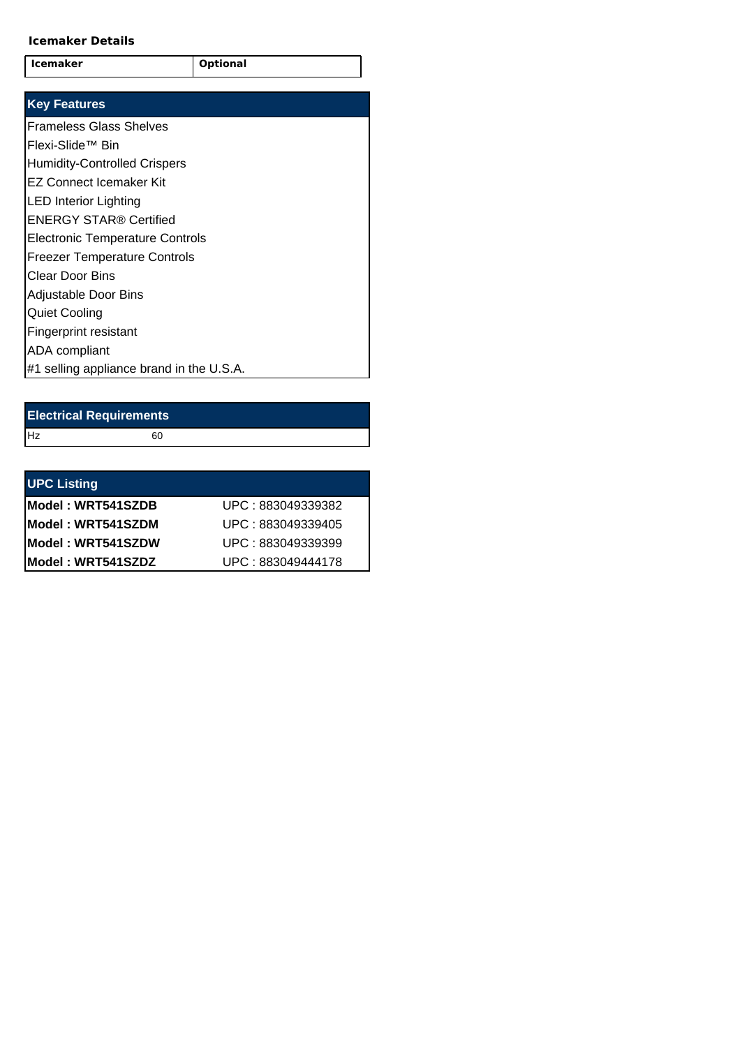**Icemaker Details**

| | |
|---|---|
| **Icemaker** | **Optional** |

## Key Features

- Frameless Glass Shelves
- Flexi-Slide™ Bin
- Humidity-Controlled Crispers
- EZ Connect Icemaker Kit
- LED Interior Lighting
- ENERGY STAR® Certified
- Electronic Temperature Controls
- Freezer Temperature Controls
- Clear Door Bins
- Adjustable Door Bins
- Quiet Cooling
- Fingerprint resistant
- ADA compliant
- #1 selling appliance brand in the U.S.A.

## Electrical Requirements

| | |
|---|---|
| Hz | 60 |

## UPC Listing

| | |
|---|---|
| **Model : WRT541SZDB** | UPC : 883049339382 |
| **Model : WRT541SZDM** | UPC : 883049339405 |
| **Model : WRT541SZDW** | UPC : 883049339399 |
| **Model : WRT541SZDZ** | UPC : 883049444178 |